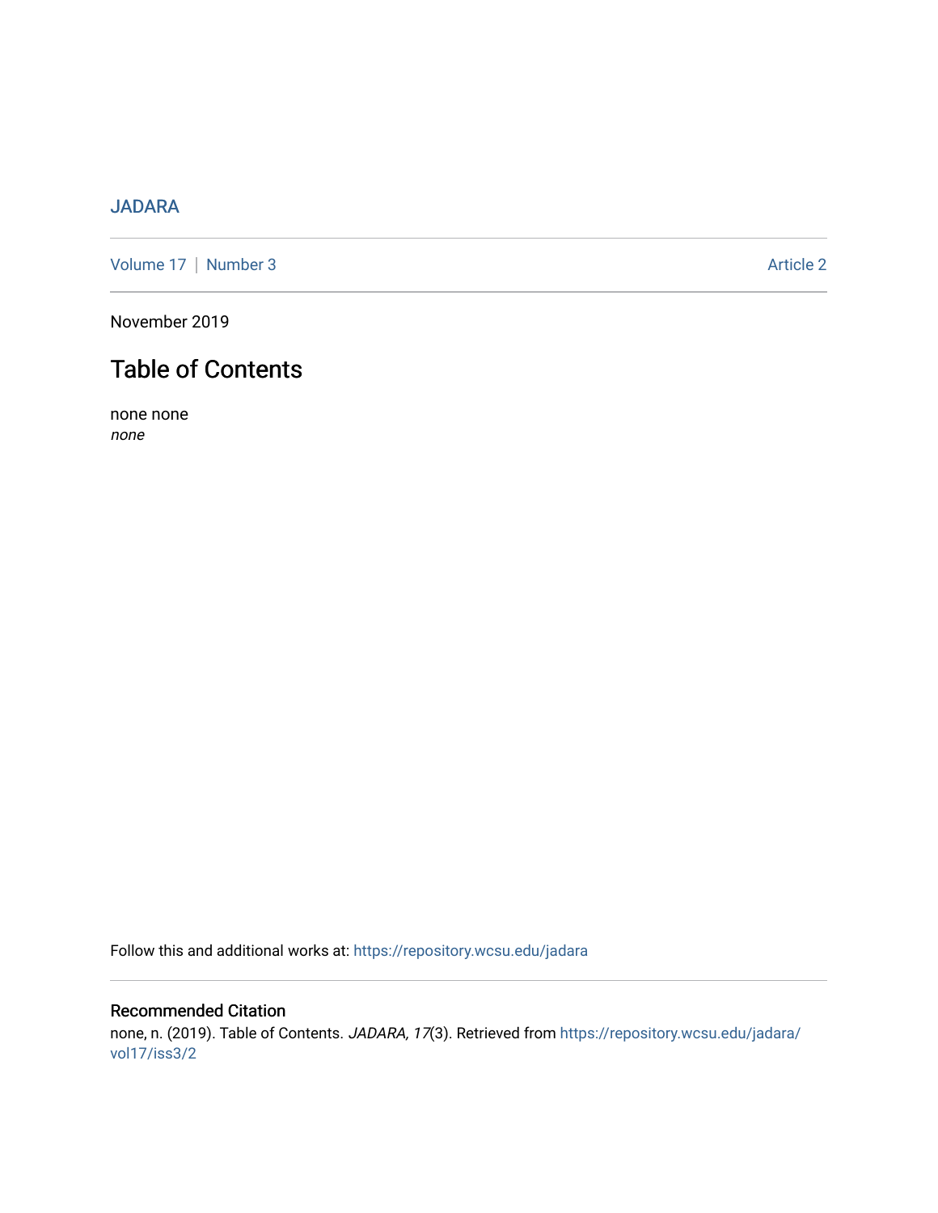JADARA

Volume 17 | Number 3 Article 2

November 2019

# Table of Contents

none none
*none*

Follow this and additional works at: https://repository.wcsu.edu/jadara

## Recommended Citation

none, n. (2019). Table of Contents. *JADARA, 17*(3). Retrieved from https://repository.wcsu.edu/jadara/vol17/iss3/2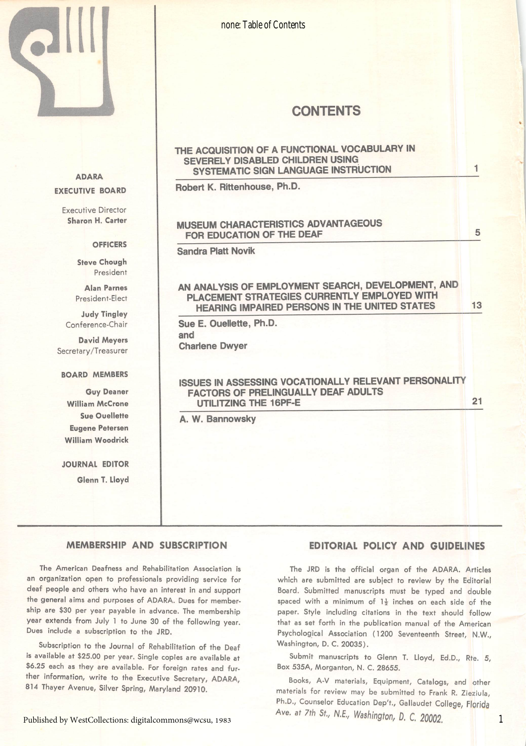# CONTENTS

THE ACQUISITION OF A FUNCTIONAL VOCABULARY IN SEVERELY DISABLED CHILDREN USING SYSTEMATIC SIGN LANGUAGE INSTRUCTION — 1

Robert K. Rittenhouse, Ph.D.

MUSEUM CHARACTERISTICS ADVANTAGEOUS FOR EDUCATION OF THE DEAF — 5

Sandra Platt Novik

AN ANALYSIS OF EMPLOYMENT SEARCH, DEVELOPMENT, AND PLACEMENT STRATEGIES CURRENTLY EMPLOYED WITH HEARING IMPAIRED PERSONS IN THE UNITED STATES — 13

Sue E. Ouellette, Ph.D.
and
Charlene Dwyer

ISSUES IN ASSESSING VOCATIONALLY RELEVANT PERSONALITY FACTORS OF PRELINGUALLY DEAF ADULTS UTILIZING THE 16PF-E — 21

A. W. Bannowsky

## ADARA EXECUTIVE BOARD

Executive Director
**Sharon H. Carter**

### OFFICERS

**Steve Chough**
President

**Alan Parnes**
President-Elect

**Judy Tingley**
Conference-Chair

**David Meyers**
Secretary/Treasurer

### BOARD MEMBERS

**Guy Deaner**
**William McCrone**
**Sue Ouellette**
**Eugene Petersen**
**William Woodrick**

### JOURNAL EDITOR

**Glenn T. Lloyd**

## MEMBERSHIP AND SUBSCRIPTION

The American Deafness and Rehabilitation Association is an organization open to professionals providing service for deaf people and others who have an interest in and support the general aims and purposes of ADARA. Dues for membership are $30 per year payable in advance. The membership year extends from July 1 to June 30 of the following year. Dues include a subscription to the JRD.

Subscription to the Journal of Rehabilitation of the Deaf is available at $25.00 per year. Single copies are available at $6.25 each as they are available. For foreign rates and further information, write to the Executive Secretary, ADARA, 814 Thayer Avenue, Silver Spring, Maryland 20910.

## EDITORIAL POLICY AND GUIDELINES

The JRD is the official organ of the ADARA. Articles which are submitted are subject to review by the Editorial Board. Submitted manuscripts must be typed and double spaced with a minimum of 1½ inches on each side of the paper. Style including citations in the text should follow that as set forth in the publication manual of the American Psychological Association (1200 Seventeenth Street, N.W., Washington, D. C. 20035).

Submit manuscripts to Glenn T. Lloyd, Ed.D., Rte. 5, Box 535A, Morganton, N. C. 28655.

Books, A-V materials, Equipment, Catalogs, and other materials for review may be submitted to Frank R. Zieziula, Ph.D., Counselor Education Dep't., Gallaudet College, Florida Ave. at 7th St., N.E., Washington, D. C. 20002.